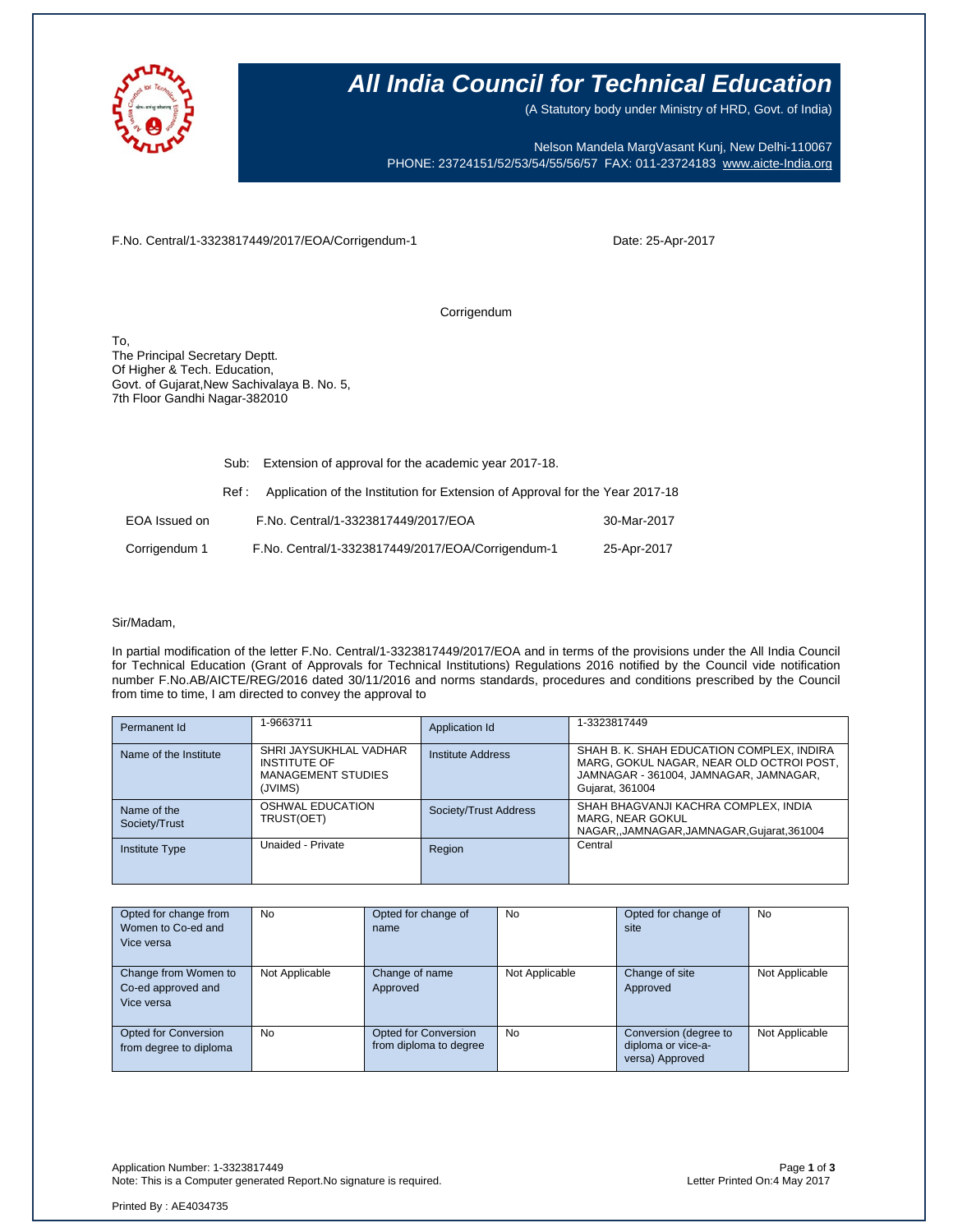# All India Council for Technical Education

(A Statutory body under Ministry of HRD, Govt. of India)

Nelson Mandela MargVasant Kunj, New Delhi-110067
PHONE: 23724151/52/53/54/55/56/57 FAX: 011-23724183 www.aicte-India.org

F.No. Central/1-3323817449/2017/EOA/Corrigendum-1 Date: 25-Apr-2017

Corrigendum

To,
The Principal Secretary Deptt.
Of Higher & Tech. Education,
Govt. of Gujarat,New Sachivalaya B. No. 5,
7th Floor Gandhi Nagar-382010

Sub: Extension of approval for the academic year 2017-18.

Ref : Application of the Institution for Extension of Approval for the Year 2017-18

| | | |
|---|---|---|
| EOA Issued on | F.No. Central/1-3323817449/2017/EOA | 30-Mar-2017 |
| Corrigendum 1 | F.No. Central/1-3323817449/2017/EOA/Corrigendum-1 | 25-Apr-2017 |

Sir/Madam,

In partial modification of the letter F.No. Central/1-3323817449/2017/EOA and in terms of the provisions under the All India Council for Technical Education (Grant of Approvals for Technical Institutions) Regulations 2016 notified by the Council vide notification number F.No.AB/AICTE/REG/2016 dated 30/11/2016 and norms standards, procedures and conditions prescribed by the Council from time to time, I am directed to convey the approval to

| | | | |
|---|---|---|---|
| Permanent Id | 1-9663711 | Application Id | 1-3323817449 |
| Name of the Institute | SHRI JAYSUKHLAL VADHAR INSTITUTE OF MANAGEMENT STUDIES (JVIMS) | Institute Address | SHAH B. K. SHAH EDUCATION COMPLEX, INDIRA MARG, GOKUL NAGAR, NEAR OLD OCTROI POST, JAMNAGAR - 361004, JAMNAGAR, JAMNAGAR, Gujarat, 361004 |
| Name of the Society/Trust | OSHWAL EDUCATION TRUST(OET) | Society/Trust Address | SHAH BHAGVANJI KACHRA COMPLEX, INDIA MARG, NEAR GOKUL NAGAR,,JAMNAGAR,JAMNAGAR,Gujarat,361004 |
| Institute Type | Unaided - Private | Region | Central |

| | | | | | |
|---|---|---|---|---|---|
| Opted for change from Women to Co-ed and Vice versa | No | Opted for change of name | No | Opted for change of site | No |
| Change from Women to Co-ed approved and Vice versa | Not Applicable | Change of name Approved | Not Applicable | Change of site Approved | Not Applicable |
| Opted for Conversion from degree to diploma | No | Opted for Conversion from diploma to degree | No | Conversion (degree to diploma or vice-a-versa) Approved | Not Applicable |

Application Number: 1-3323817449
Note: This is a Computer generated Report.No signature is required.
Letter Printed On:4 May 2017

Printed By : AE4034735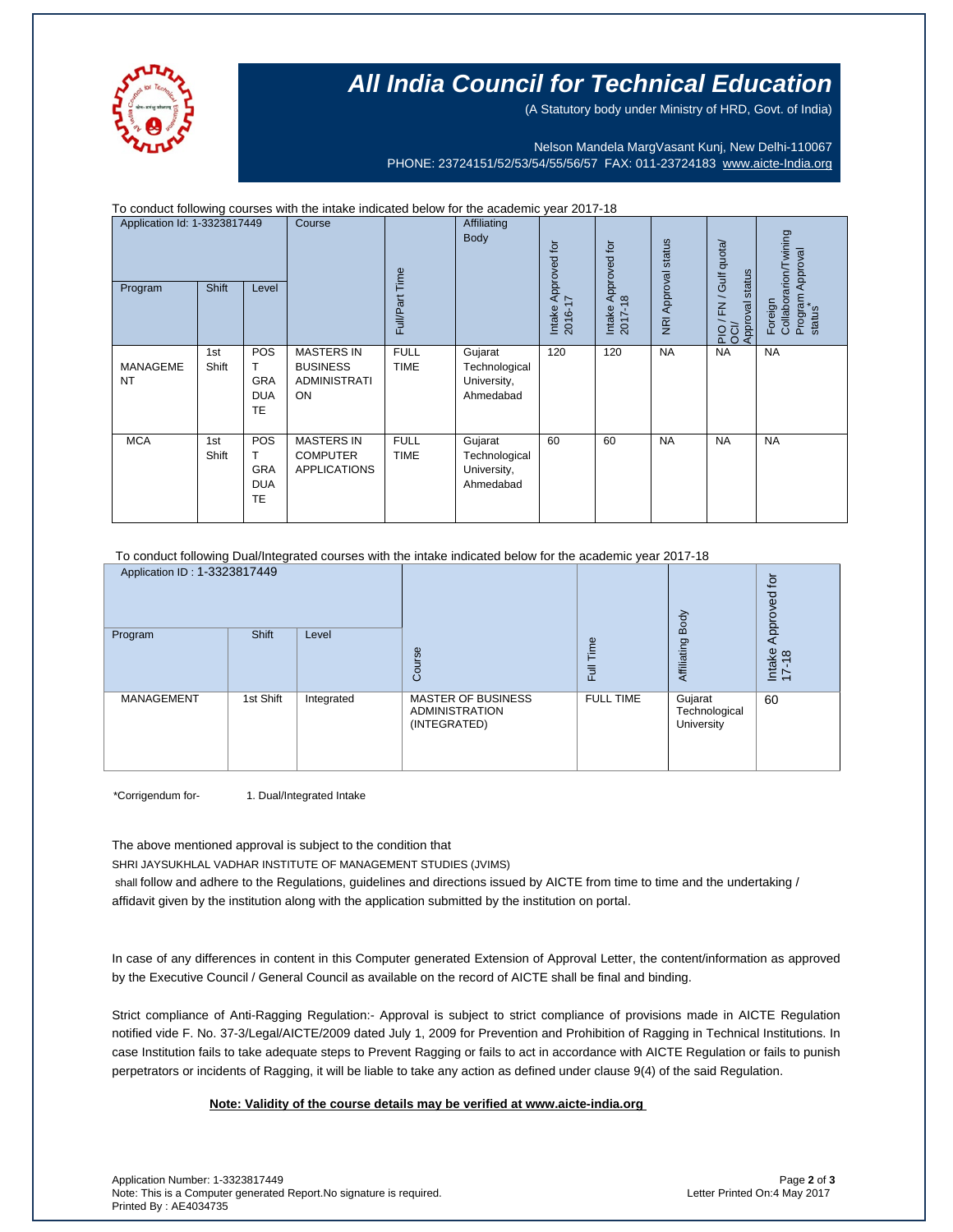# All India Council for Technical Education

(A Statutory body under Ministry of HRD, Govt. of India)

Nelson Mandela MargVasant Kunj, New Delhi-110067
PHONE: 23724151/52/53/54/55/56/57 FAX: 011-23724183 www.aicte-India.org

To conduct following courses with the intake indicated below for the academic year 2017-18

| Application Id: 1-3323817449 | | | Course | Full/Part Time | Affiliating Body | Intake Approved for 2016-17 | Intake Approved for 2017-18 | NRI Approval status | PIO / FN / Gulf quota/ OCI/ Approval status | Foreign Collaboration/Twining Program Approval status* |
|---|---|---|---|---|---|---|---|---|---|---|
| Program | Shift | Level | | | | | | | | |
| MANAGEMENT | 1st Shift | POST GRADUATE | MASTERS IN BUSINESS ADMINISTRATION | FULL TIME | Gujarat Technological University, Ahmedabad | 120 | 120 | NA | NA | NA |
| MCA | 1st Shift | POST GRADUATE | MASTERS IN COMPUTER APPLICATIONS | FULL TIME | Gujarat Technological University, Ahmedabad | 60 | 60 | NA | NA | NA |

To conduct following Dual/Integrated courses with the intake indicated below for the academic year 2017-18

| Application ID : 1-3323817449 | | | Course | Full Time | Affiliating Body | Intake Approved for 17-18 |
|---|---|---|---|---|---|---|
| Program | Shift | Level | | | | |
| MANAGEMENT | 1st Shift | Integrated | MASTER OF BUSINESS ADMINISTRATION (INTEGRATED) | FULL TIME | Gujarat Technological University | 60 |

*Corrigendum for- 1. Dual/Integrated Intake

The above mentioned approval is subject to the condition that

SHRI JAYSUKHLAL VADHAR INSTITUTE OF MANAGEMENT STUDIES (JVIMS)

shall follow and adhere to the Regulations, guidelines and directions issued by AICTE from time to time and the undertaking / affidavit given by the institution along with the application submitted by the institution on portal.

In case of any differences in content in this Computer generated Extension of Approval Letter, the content/information as approved by the Executive Council / General Council as available on the record of AICTE shall be final and binding.

Strict compliance of Anti-Ragging Regulation:- Approval is subject to strict compliance of provisions made in AICTE Regulation notified vide F. No. 37-3/Legal/AICTE/2009 dated July 1, 2009 for Prevention and Prohibition of Ragging in Technical Institutions. In case Institution fails to take adequate steps to Prevent Ragging or fails to act in accordance with AICTE Regulation or fails to punish perpetrators or incidents of Ragging, it will be liable to take any action as defined under clause 9(4) of the said Regulation.

**Note: Validity of the course details may be verified at www.aicte-india.org**

Application Number: 1-3323817449
Note: This is a Computer generated Report.No signature is required.
Printed By : AE4034735

Letter Printed On:4 May 2017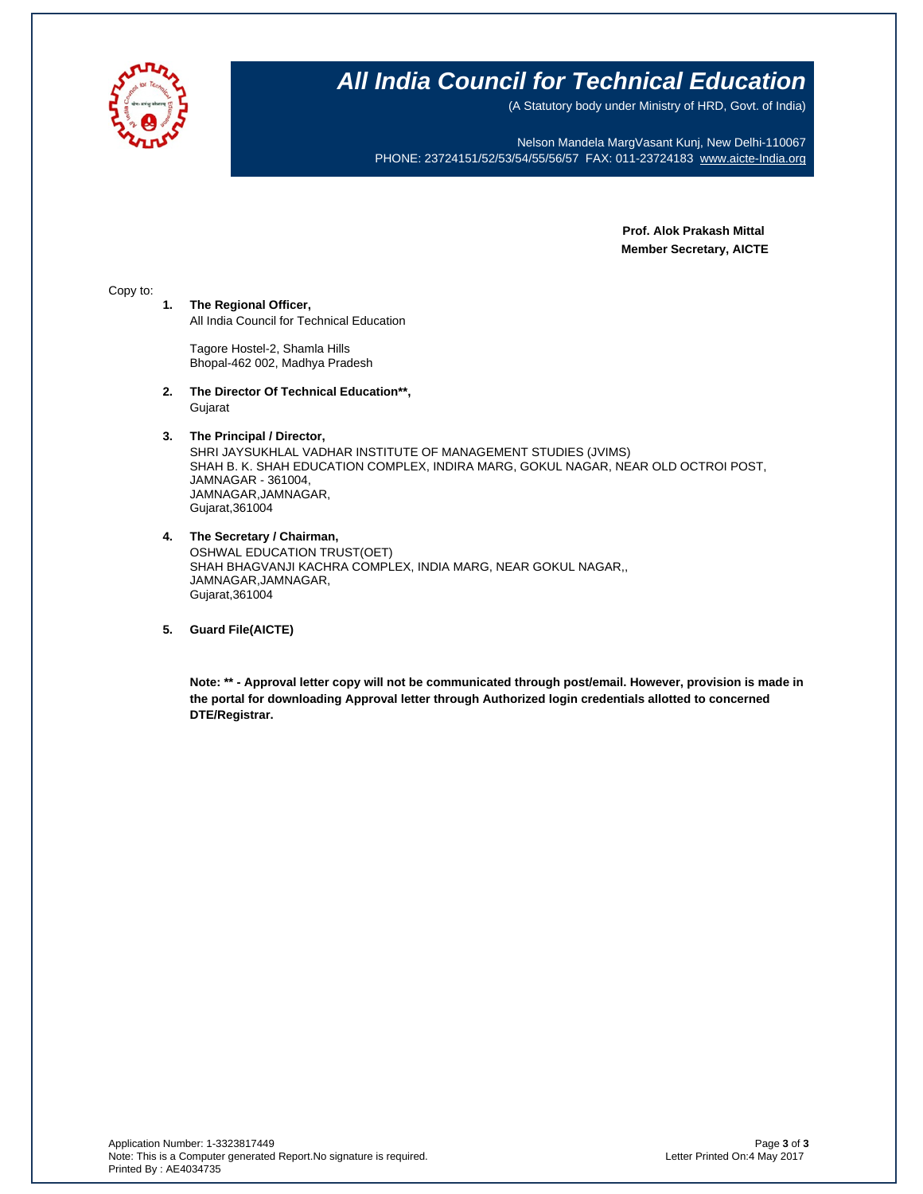# All India Council for Technical Education

(A Statutory body under Ministry of HRD, Govt. of India)

Nelson Mandela MargVasant Kunj, New Delhi-110067
PHONE: 23724151/52/53/54/55/56/57 FAX: 011-23724183 www.aicte-India.org

**Prof. Alok Prakash Mittal**
**Member Secretary, AICTE**

Copy to:

1. **The Regional Officer,**
   All India Council for Technical Education

   Tagore Hostel-2, Shamla Hills
   Bhopal-462 002, Madhya Pradesh

2. **The Director Of Technical Education**,**
   Gujarat

3. **The Principal / Director,**
   SHRI JAYSUKHLAL VADHAR INSTITUTE OF MANAGEMENT STUDIES (JVIMS)
   SHAH B. K. SHAH EDUCATION COMPLEX, INDIRA MARG, GOKUL NAGAR, NEAR OLD OCTROI POST,
   JAMNAGAR - 361004,
   JAMNAGAR,JAMNAGAR,
   Gujarat,361004

4. **The Secretary / Chairman,**
   OSHWAL EDUCATION TRUST(OET)
   SHAH BHAGVANJI KACHRA COMPLEX, INDIA MARG, NEAR GOKUL NAGAR,,
   JAMNAGAR,JAMNAGAR,
   Gujarat,361004

5. **Guard File(AICTE)**

**Note: ** - Approval letter copy will not be communicated through post/email. However, provision is made in the portal for downloading Approval letter through Authorized login credentials allotted to concerned DTE/Registrar.**

Application Number: 1-3323817449
Note: This is a Computer generated Report.No signature is required.
Printed By : AE4034735

Letter Printed On:4 May 2017